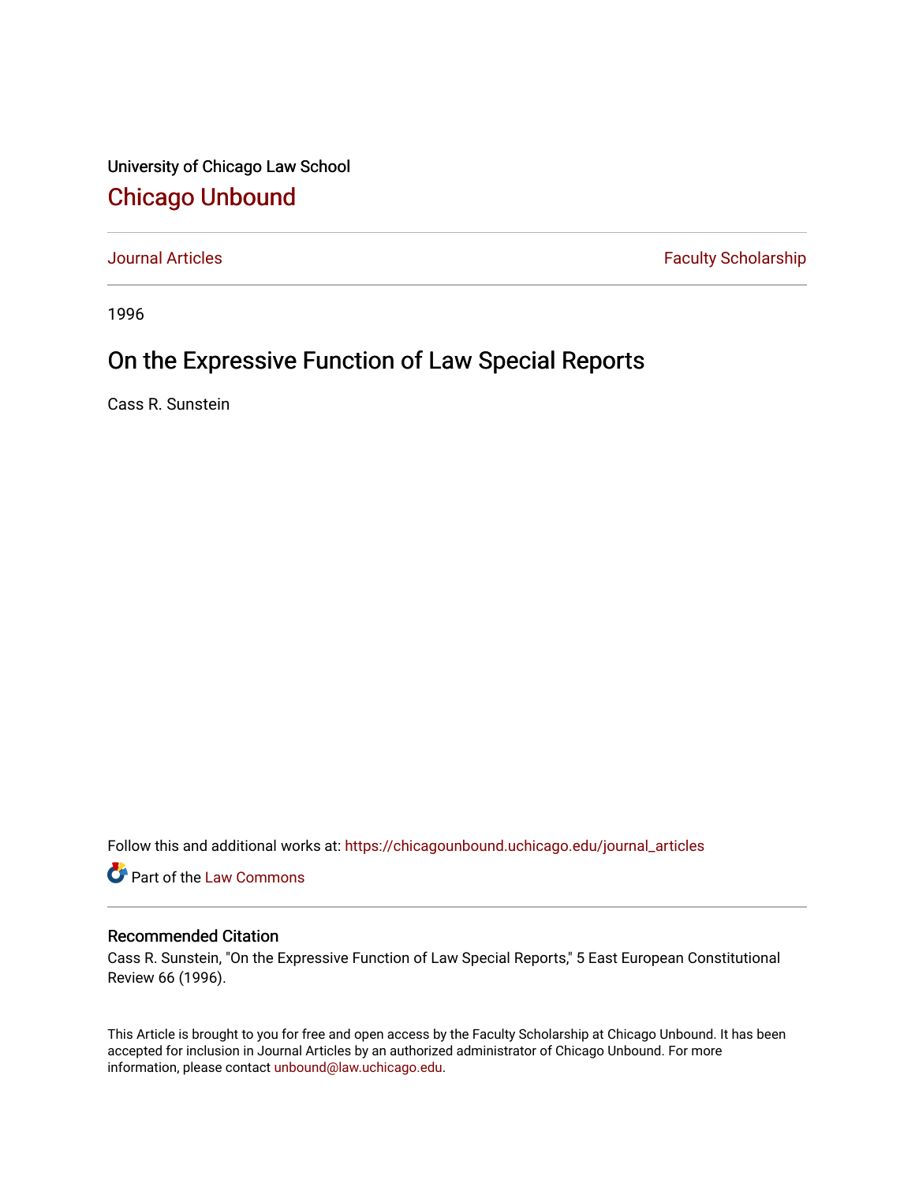University of Chicago Law School

## Chicago Unbound

Journal Articles | Faculty Scholarship

1996

# On the Expressive Function of Law Special Reports

Cass R. Sunstein

Follow this and additional works at: https://chicagounbound.uchicago.edu/journal_articles

Part of the Law Commons

### Recommended Citation

Cass R. Sunstein, "On the Expressive Function of Law Special Reports," 5 East European Constitutional Review 66 (1996).

This Article is brought to you for free and open access by the Faculty Scholarship at Chicago Unbound. It has been accepted for inclusion in Journal Articles by an authorized administrator of Chicago Unbound. For more information, please contact unbound@law.uchicago.edu.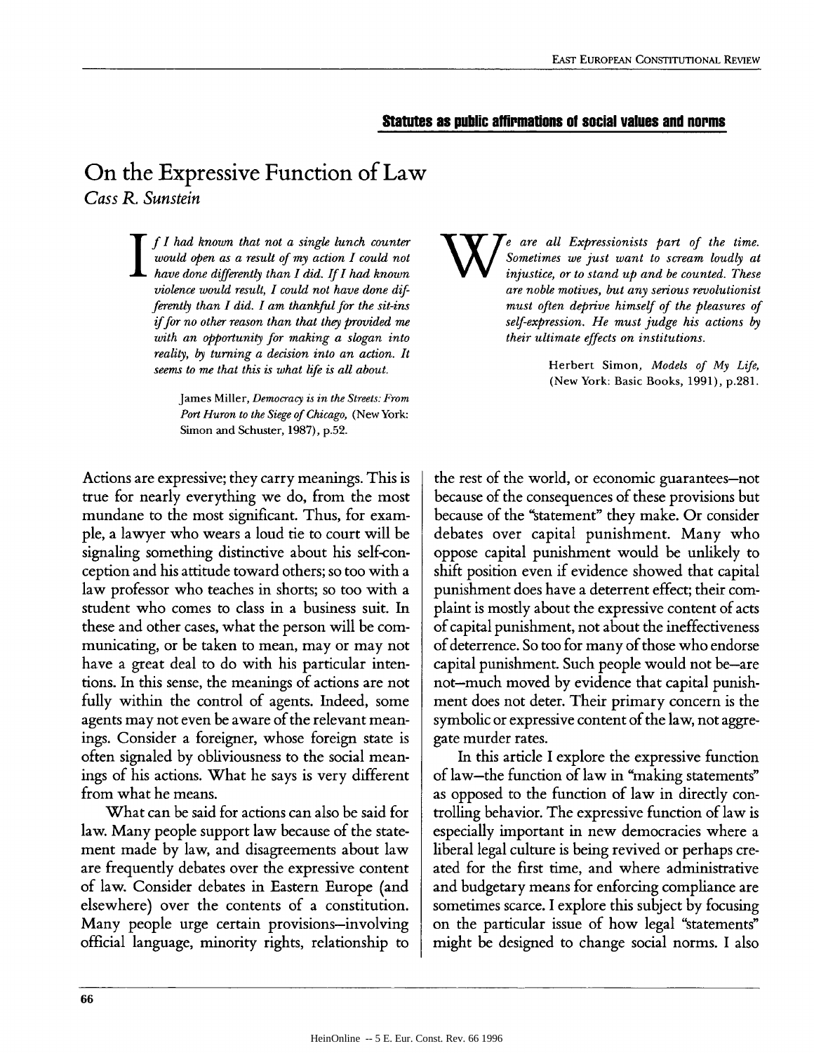**Statutes as public affirmations of social values and norms**

# On the Expressive Function of Law

*Cass R. Sunstein*

> *If I had known that not a single lunch counter would open as a result of my action I could not have done differently than I did. If I had known violence would result, I could not have done differently than I did. I am thankful for the sit-ins if for no other reason than that they provided me with an opportunity for making a slogan into reality, by turning a decision into an action. It seems to me that this is what life is all about.*
>
> James Miller, *Democracy is in the Streets: From Port Huron to the Siege of Chicago,* (New York: Simon and Schuster, 1987), p.52.

> *We are all Expressionists part of the time. Sometimes we just want to scream loudly at injustice, or to stand up and be counted. These are noble motives, but any serious revolutionist must often deprive himself of the pleasures of self-expression. He must judge his actions by their ultimate effects on institutions.*
>
> Herbert Simon, *Models of My Life,* (New York: Basic Books, 1991), p.281.

Actions are expressive; they carry meanings. This is true for nearly everything we do, from the most mundane to the most significant. Thus, for example, a lawyer who wears a loud tie to court will be signaling something distinctive about his self-conception and his attitude toward others; so too with a law professor who teaches in shorts; so too with a student who comes to class in a business suit. In these and other cases, what the person will be communicating, or be taken to mean, may or may not have a great deal to do with his particular intentions. In this sense, the meanings of actions are not fully within the control of agents. Indeed, some agents may not even be aware of the relevant meanings. Consider a foreigner, whose foreign state is often signaled by obliviousness to the social meanings of his actions. What he says is very different from what he means.

What can be said for actions can also be said for law. Many people support law because of the statement made by law, and disagreements about law are frequently debates over the expressive content of law. Consider debates in Eastern Europe (and elsewhere) over the contents of a constitution. Many people urge certain provisions–involving official language, minority rights, relationship to the rest of the world, or economic guarantees–not because of the consequences of these provisions but because of the "statement" they make. Or consider debates over capital punishment. Many who oppose capital punishment would be unlikely to shift position even if evidence showed that capital punishment does have a deterrent effect; their complaint is mostly about the expressive content of acts of capital punishment, not about the ineffectiveness of deterrence. So too for many of those who endorse capital punishment. Such people would not be–are not–much moved by evidence that capital punishment does not deter. Their primary concern is the symbolic or expressive content of the law, not aggregate murder rates.

In this article I explore the expressive function of law–the function of law in "making statements" as opposed to the function of law in directly controlling behavior. The expressive function of law is especially important in new democracies where a liberal legal culture is being revived or perhaps created for the first time, and where administrative and budgetary means for enforcing compliance are sometimes scarce. I explore this subject by focusing on the particular issue of how legal "statements" might be designed to change social norms. I also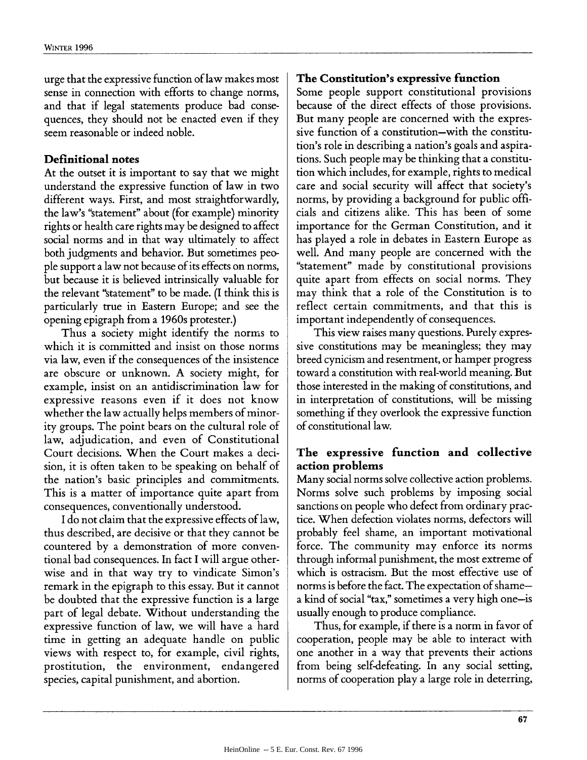urge that the expressive function of law makes most sense in connection with efforts to change norms, and that if legal statements produce bad consequences, they should not be enacted even if they seem reasonable or indeed noble.

### Definitional notes

At the outset it is important to say that we might understand the expressive function of law in two different ways. First, and most straightforwardly, the law's "statement" about (for example) minority rights or health care rights may be designed to affect social norms and in that way ultimately to affect both judgments and behavior. But sometimes people support a law not because of its effects on norms, but because it is believed intrinsically valuable for the relevant "statement" to be made. (I think this is particularly true in Eastern Europe; and see the opening epigraph from a 1960s protester.)

Thus a society might identify the norms to which it is committed and insist on those norms via law, even if the consequences of the insistence are obscure or unknown. A society might, for example, insist on an antidiscrimination law for expressive reasons even if it does not know whether the law actually helps members of minority groups. The point bears on the cultural role of law, adjudication, and even of Constitutional Court decisions. When the Court makes a decision, it is often taken to be speaking on behalf of the nation's basic principles and commitments. This is a matter of importance quite apart from consequences, conventionally understood.

I do not claim that the expressive effects of law, thus described, are decisive or that they cannot be countered by a demonstration of more conventional bad consequences. In fact I will argue otherwise and in that way try to vindicate Simon's remark in the epigraph to this essay. But it cannot be doubted that the expressive function is a large part of legal debate. Without understanding the expressive function of law, we will have a hard time in getting an adequate handle on public views with respect to, for example, civil rights, prostitution, the environment, endangered species, capital punishment, and abortion.

### The Constitution's expressive function

Some people support constitutional provisions because of the direct effects of those provisions. But many people are concerned with the expressive function of a constitution—with the constitution's role in describing a nation's goals and aspirations. Such people may be thinking that a constitution which includes, for example, rights to medical care and social security will affect that society's norms, by providing a background for public officials and citizens alike. This has been of some importance for the German Constitution, and it has played a role in debates in Eastern Europe as well. And many people are concerned with the "statement" made by constitutional provisions quite apart from effects on social norms. They may think that a role of the Constitution is to reflect certain commitments, and that this is important independently of consequences.

This view raises many questions. Purely expressive constitutions may be meaningless; they may breed cynicism and resentment, or hamper progress toward a constitution with real-world meaning. But those interested in the making of constitutions, and in interpretation of constitutions, will be missing something if they overlook the expressive function of constitutional law.

### The expressive function and collective action problems

Many social norms solve collective action problems. Norms solve such problems by imposing social sanctions on people who defect from ordinary practice. When defection violates norms, defectors will probably feel shame, an important motivational force. The community may enforce its norms through informal punishment, the most extreme of which is ostracism. But the most effective use of norms is before the fact. The expectation of shame—a kind of social "tax," sometimes a very high one—is usually enough to produce compliance.

Thus, for example, if there is a norm in favor of cooperation, people may be able to interact with one another in a way that prevents their actions from being self-defeating. In any social setting, norms of cooperation play a large role in deterring,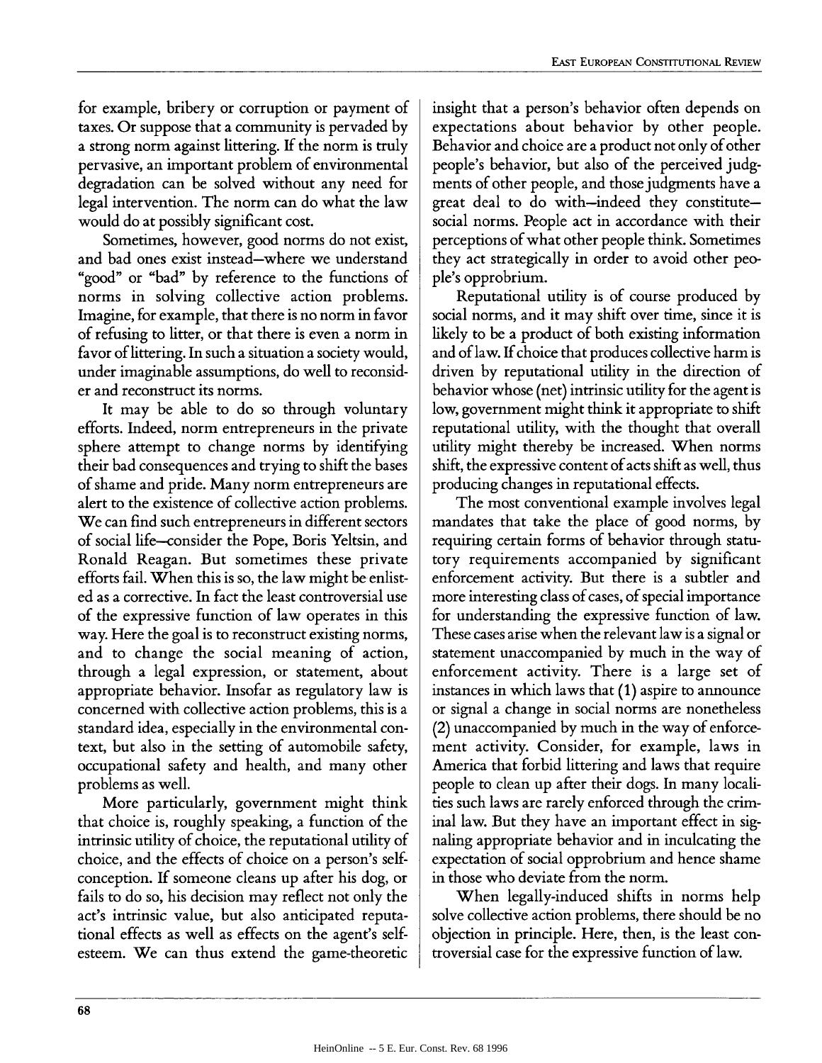for example, bribery or corruption or payment of taxes. Or suppose that a community is pervaded by a strong norm against littering. If the norm is truly pervasive, an important problem of environmental degradation can be solved without any need for legal intervention. The norm can do what the law would do at possibly significant cost.

Sometimes, however, good norms do not exist, and bad ones exist instead—where we understand "good" or "bad" by reference to the functions of norms in solving collective action problems. Imagine, for example, that there is no norm in favor of refusing to litter, or that there is even a norm in favor of littering. In such a situation a society would, under imaginable assumptions, do well to reconsider and reconstruct its norms.

It may be able to do so through voluntary efforts. Indeed, norm entrepreneurs in the private sphere attempt to change norms by identifying their bad consequences and trying to shift the bases of shame and pride. Many norm entrepreneurs are alert to the existence of collective action problems. We can find such entrepreneurs in different sectors of social life—consider the Pope, Boris Yeltsin, and Ronald Reagan. But sometimes these private efforts fail. When this is so, the law might be enlisted as a corrective. In fact the least controversial use of the expressive function of law operates in this way. Here the goal is to reconstruct existing norms, and to change the social meaning of action, through a legal expression, or statement, about appropriate behavior. Insofar as regulatory law is concerned with collective action problems, this is a standard idea, especially in the environmental context, but also in the setting of automobile safety, occupational safety and health, and many other problems as well.

More particularly, government might think that choice is, roughly speaking, a function of the intrinsic utility of choice, the reputational utility of choice, and the effects of choice on a person's self-conception. If someone cleans up after his dog, or fails to do so, his decision may reflect not only the act's intrinsic value, but also anticipated reputational effects as well as effects on the agent's self-esteem. We can thus extend the game-theoretic insight that a person's behavior often depends on expectations about behavior by other people. Behavior and choice are a product not only of other people's behavior, but also of the perceived judgments of other people, and those judgments have a great deal to do with—indeed they constitute—social norms. People act in accordance with their perceptions of what other people think. Sometimes they act strategically in order to avoid other people's opprobrium.

Reputational utility is of course produced by social norms, and it may shift over time, since it is likely to be a product of both existing information and of law. If choice that produces collective harm is driven by reputational utility in the direction of behavior whose (net) intrinsic utility for the agent is low, government might think it appropriate to shift reputational utility, with the thought that overall utility might thereby be increased. When norms shift, the expressive content of acts shift as well, thus producing changes in reputational effects.

The most conventional example involves legal mandates that take the place of good norms, by requiring certain forms of behavior through statutory requirements accompanied by significant enforcement activity. But there is a subtler and more interesting class of cases, of special importance for understanding the expressive function of law. These cases arise when the relevant law is a signal or statement unaccompanied by much in the way of enforcement activity. There is a large set of instances in which laws that (1) aspire to announce or signal a change in social norms are nonetheless (2) unaccompanied by much in the way of enforcement activity. Consider, for example, laws in America that forbid littering and laws that require people to clean up after their dogs. In many localities such laws are rarely enforced through the criminal law. But they have an important effect in signaling appropriate behavior and in inculcating the expectation of social opprobrium and hence shame in those who deviate from the norm.

When legally-induced shifts in norms help solve collective action problems, there should be no objection in principle. Here, then, is the least controversial case for the expressive function of law.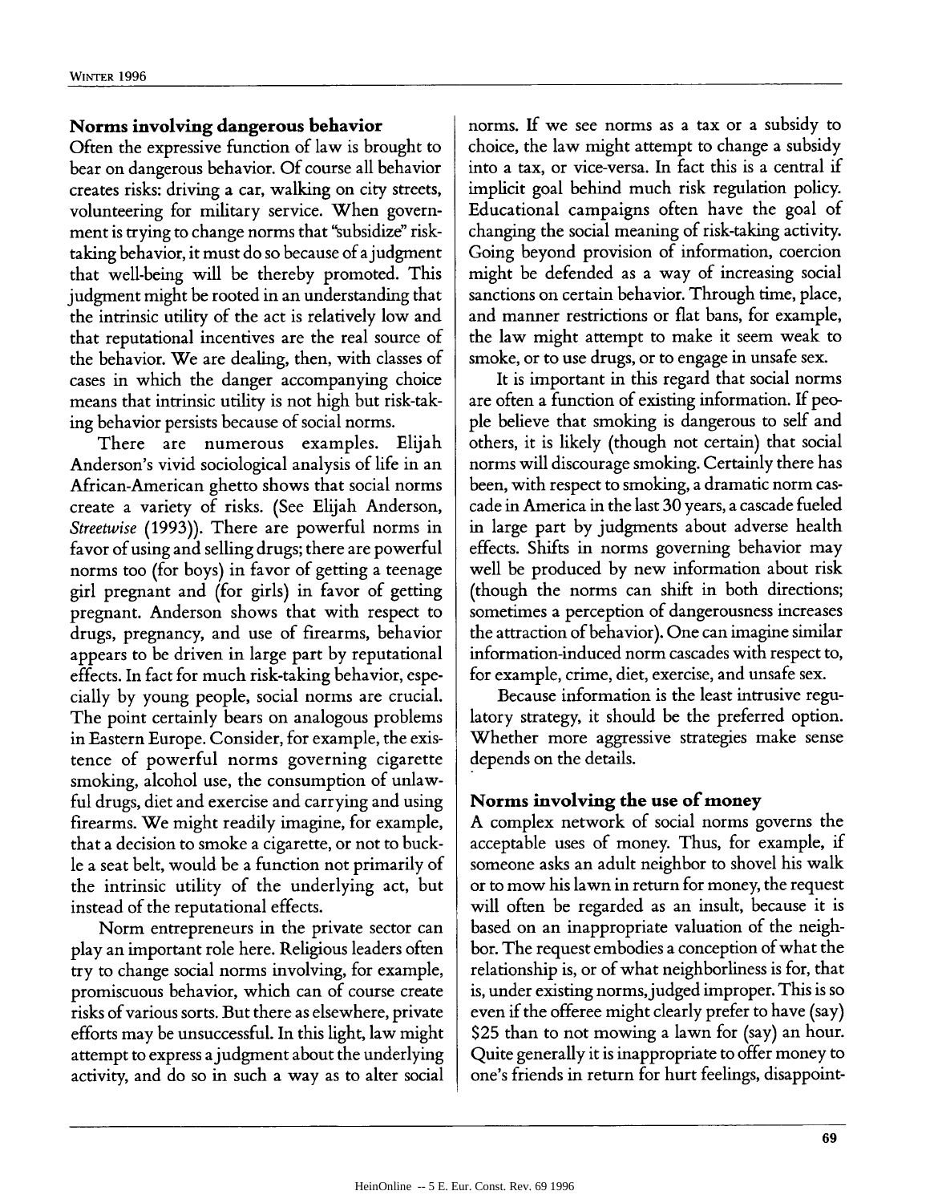### Norms involving dangerous behavior

Often the expressive function of law is brought to bear on dangerous behavior. Of course all behavior creates risks: driving a car, walking on city streets, volunteering for military service. When government is trying to change norms that "subsidize" risk-taking behavior, it must do so because of a judgment that well-being will be thereby promoted. This judgment might be rooted in an understanding that the intrinsic utility of the act is relatively low and that reputational incentives are the real source of the behavior. We are dealing, then, with classes of cases in which the danger accompanying choice means that intrinsic utility is not high but risk-taking behavior persists because of social norms.

There are numerous examples. Elijah Anderson's vivid sociological analysis of life in an African-American ghetto shows that social norms create a variety of risks. (See Elijah Anderson, *Streetwise* (1993)). There are powerful norms in favor of using and selling drugs; there are powerful norms too (for boys) in favor of getting a teenage girl pregnant and (for girls) in favor of getting pregnant. Anderson shows that with respect to drugs, pregnancy, and use of firearms, behavior appears to be driven in large part by reputational effects. In fact for much risk-taking behavior, especially by young people, social norms are crucial. The point certainly bears on analogous problems in Eastern Europe. Consider, for example, the existence of powerful norms governing cigarette smoking, alcohol use, the consumption of unlawful drugs, diet and exercise and carrying and using firearms. We might readily imagine, for example, that a decision to smoke a cigarette, or not to buckle a seat belt, would be a function not primarily of the intrinsic utility of the underlying act, but instead of the reputational effects.

Norm entrepreneurs in the private sector can play an important role here. Religious leaders often try to change social norms involving, for example, promiscuous behavior, which can of course create risks of various sorts. But there as elsewhere, private efforts may be unsuccessful. In this light, law might attempt to express a judgment about the underlying activity, and do so in such a way as to alter social norms. If we see norms as a tax or a subsidy to choice, the law might attempt to change a subsidy into a tax, or vice-versa. In fact this is a central if implicit goal behind much risk regulation policy. Educational campaigns often have the goal of changing the social meaning of risk-taking activity. Going beyond provision of information, coercion might be defended as a way of increasing social sanctions on certain behavior. Through time, place, and manner restrictions or flat bans, for example, the law might attempt to make it seem weak to smoke, or to use drugs, or to engage in unsafe sex.

It is important in this regard that social norms are often a function of existing information. If people believe that smoking is dangerous to self and others, it is likely (though not certain) that social norms will discourage smoking. Certainly there has been, with respect to smoking, a dramatic norm cascade in America in the last 30 years, a cascade fueled in large part by judgments about adverse health effects. Shifts in norms governing behavior may well be produced by new information about risk (though the norms can shift in both directions; sometimes a perception of dangerousness increases the attraction of behavior). One can imagine similar information-induced norm cascades with respect to, for example, crime, diet, exercise, and unsafe sex.

Because information is the least intrusive regulatory strategy, it should be the preferred option. Whether more aggressive strategies make sense depends on the details.

### Norms involving the use of money

A complex network of social norms governs the acceptable uses of money. Thus, for example, if someone asks an adult neighbor to shovel his walk or to mow his lawn in return for money, the request will often be regarded as an insult, because it is based on an inappropriate valuation of the neighbor. The request embodies a conception of what the relationship is, or of what neighborliness is for, that is, under existing norms, judged improper. This is so even if the offeree might clearly prefer to have (say) $25 than to not mowing a lawn for (say) an hour. Quite generally it is inappropriate to offer money to one's friends in return for hurt feelings, disappoint-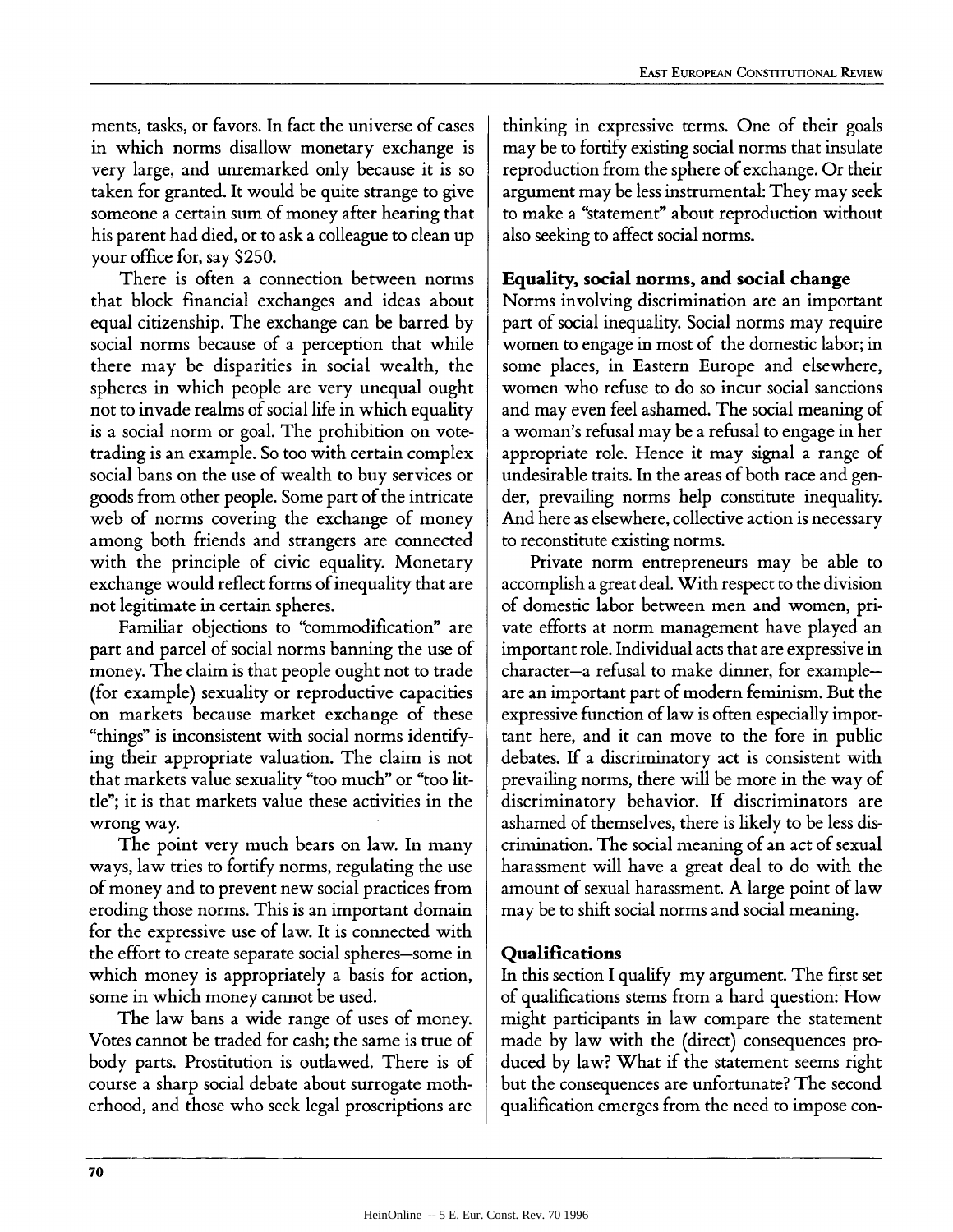ments, tasks, or favors. In fact the universe of cases in which norms disallow monetary exchange is very large, and unremarked only because it is so taken for granted. It would be quite strange to give someone a certain sum of money after hearing that his parent had died, or to ask a colleague to clean up your office for, say $250.

There is often a connection between norms that block financial exchanges and ideas about equal citizenship. The exchange can be barred by social norms because of a perception that while there may be disparities in social wealth, the spheres in which people are very unequal ought not to invade realms of social life in which equality is a social norm or goal. The prohibition on vote-trading is an example. So too with certain complex social bans on the use of wealth to buy services or goods from other people. Some part of the intricate web of norms covering the exchange of money among both friends and strangers are connected with the principle of civic equality. Monetary exchange would reflect forms of inequality that are not legitimate in certain spheres.

Familiar objections to "commodification" are part and parcel of social norms banning the use of money. The claim is that people ought not to trade (for example) sexuality or reproductive capacities on markets because market exchange of these "things" is inconsistent with social norms identifying their appropriate valuation. The claim is not that markets value sexuality "too much" or "too little"; it is that markets value these activities in the wrong way.

The point very much bears on law. In many ways, law tries to fortify norms, regulating the use of money and to prevent new social practices from eroding those norms. This is an important domain for the expressive use of law. It is connected with the effort to create separate social spheres—some in which money is appropriately a basis for action, some in which money cannot be used.

The law bans a wide range of uses of money. Votes cannot be traded for cash; the same is true of body parts. Prostitution is outlawed. There is of course a sharp social debate about surrogate motherhood, and those who seek legal proscriptions are thinking in expressive terms. One of their goals may be to fortify existing social norms that insulate reproduction from the sphere of exchange. Or their argument may be less instrumental: They may seek to make a "statement" about reproduction without also seeking to affect social norms.

## Equality, social norms, and social change

Norms involving discrimination are an important part of social inequality. Social norms may require women to engage in most of the domestic labor; in some places, in Eastern Europe and elsewhere, women who refuse to do so incur social sanctions and may even feel ashamed. The social meaning of a woman's refusal may be a refusal to engage in her appropriate role. Hence it may signal a range of undesirable traits. In the areas of both race and gender, prevailing norms help constitute inequality. And here as elsewhere, collective action is necessary to reconstitute existing norms.

Private norm entrepreneurs may be able to accomplish a great deal. With respect to the division of domestic labor between men and women, private efforts at norm management have played an important role. Individual acts that are expressive in character—a refusal to make dinner, for example—are an important part of modern feminism. But the expressive function of law is often especially important here, and it can move to the fore in public debates. If a discriminatory act is consistent with prevailing norms, there will be more in the way of discriminatory behavior. If discriminators are ashamed of themselves, there is likely to be less discrimination. The social meaning of an act of sexual harassment will have a great deal to do with the amount of sexual harassment. A large point of law may be to shift social norms and social meaning.

## Qualifications

In this section I qualify my argument. The first set of qualifications stems from a hard question: How might participants in law compare the statement made by law with the (direct) consequences produced by law? What if the statement seems right but the consequences are unfortunate? The second qualification emerges from the need to impose con-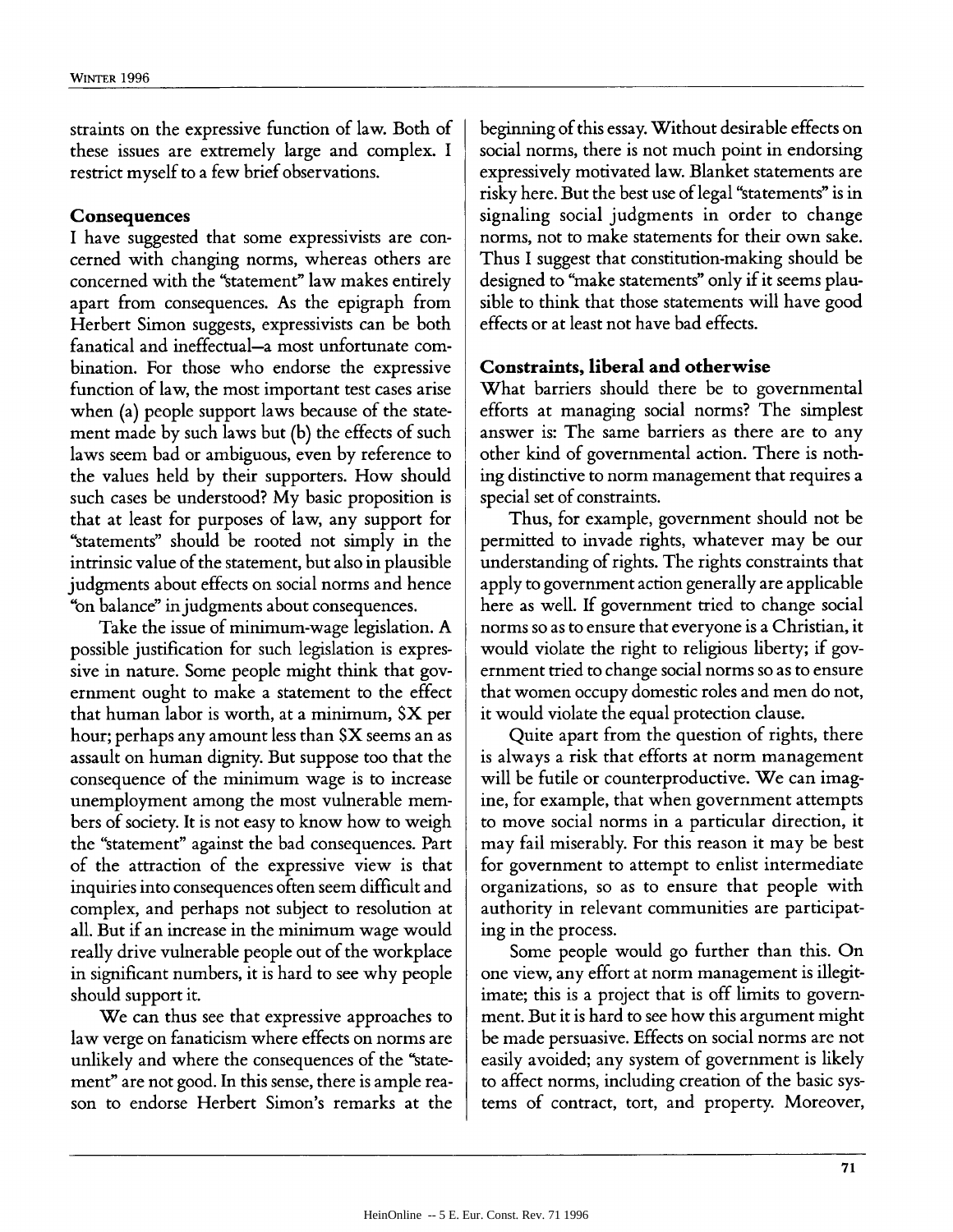straints on the expressive function of law. Both of these issues are extremely large and complex. I restrict myself to a few brief observations.

### Consequences

I have suggested that some expressivists are concerned with changing norms, whereas others are concerned with the "statement" law makes entirely apart from consequences. As the epigraph from Herbert Simon suggests, expressivists can be both fanatical and ineffectual—a most unfortunate combination. For those who endorse the expressive function of law, the most important test cases arise when (a) people support laws because of the statement made by such laws but (b) the effects of such laws seem bad or ambiguous, even by reference to the values held by their supporters. How should such cases be understood? My basic proposition is that at least for purposes of law, any support for "statements" should be rooted not simply in the intrinsic value of the statement, but also in plausible judgments about effects on social norms and hence "on balance" in judgments about consequences.

Take the issue of minimum-wage legislation. A possible justification for such legislation is expressive in nature. Some people might think that government ought to make a statement to the effect that human labor is worth, at a minimum, $X per hour; perhaps any amount less than $X seems an as assault on human dignity. But suppose too that the consequence of the minimum wage is to increase unemployment among the most vulnerable members of society. It is not easy to know how to weigh the "statement" against the bad consequences. Part of the attraction of the expressive view is that inquiries into consequences often seem difficult and complex, and perhaps not subject to resolution at all. But if an increase in the minimum wage would really drive vulnerable people out of the workplace in significant numbers, it is hard to see why people should support it.

We can thus see that expressive approaches to law verge on fanaticism where effects on norms are unlikely and where the consequences of the "statement" are not good. In this sense, there is ample reason to endorse Herbert Simon's remarks at the beginning of this essay. Without desirable effects on social norms, there is not much point in endorsing expressively motivated law. Blanket statements are risky here. But the best use of legal "statements" is in signaling social judgments in order to change norms, not to make statements for their own sake. Thus I suggest that constitution-making should be designed to "make statements" only if it seems plausible to think that those statements will have good effects or at least not have bad effects.

### Constraints, liberal and otherwise

What barriers should there be to governmental efforts at managing social norms? The simplest answer is: The same barriers as there are to any other kind of governmental action. There is nothing distinctive to norm management that requires a special set of constraints.

Thus, for example, government should not be permitted to invade rights, whatever may be our understanding of rights. The rights constraints that apply to government action generally are applicable here as well. If government tried to change social norms so as to ensure that everyone is a Christian, it would violate the right to religious liberty; if government tried to change social norms so as to ensure that women occupy domestic roles and men do not, it would violate the equal protection clause.

Quite apart from the question of rights, there is always a risk that efforts at norm management will be futile or counterproductive. We can imagine, for example, that when government attempts to move social norms in a particular direction, it may fail miserably. For this reason it may be best for government to attempt to enlist intermediate organizations, so as to ensure that people with authority in relevant communities are participating in the process.

Some people would go further than this. On one view, any effort at norm management is illegitimate; this is a project that is off limits to government. But it is hard to see how this argument might be made persuasive. Effects on social norms are not easily avoided; any system of government is likely to affect norms, including creation of the basic systems of contract, tort, and property. Moreover,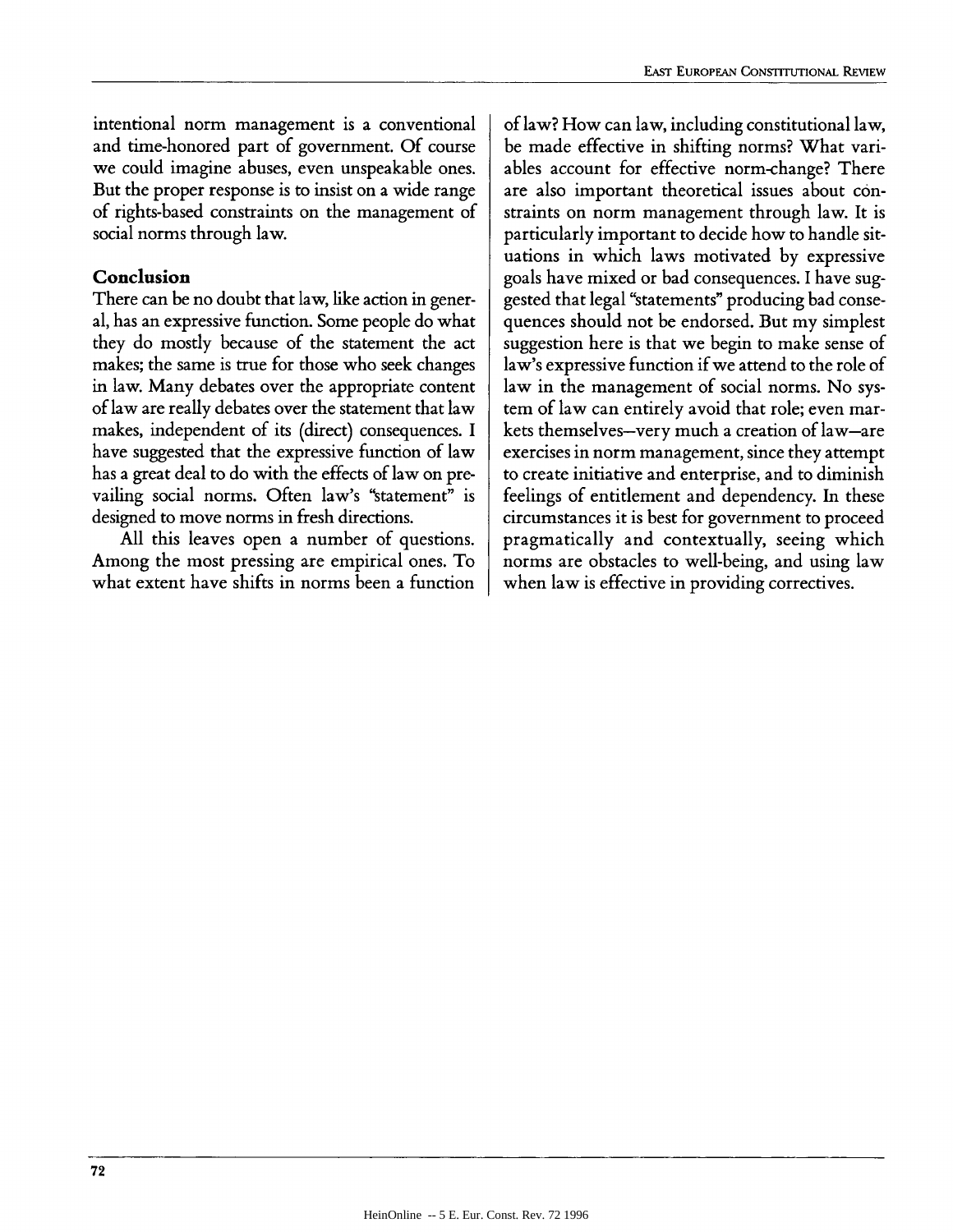intentional norm management is a conventional and time-honored part of government. Of course we could imagine abuses, even unspeakable ones. But the proper response is to insist on a wide range of rights-based constraints on the management of social norms through law.

## Conclusion

There can be no doubt that law, like action in general, has an expressive function. Some people do what they do mostly because of the statement the act makes; the same is true for those who seek changes in law. Many debates over the appropriate content of law are really debates over the statement that law makes, independent of its (direct) consequences. I have suggested that the expressive function of law has a great deal to do with the effects of law on prevailing social norms. Often law's "statement" is designed to move norms in fresh directions.

All this leaves open a number of questions. Among the most pressing are empirical ones. To what extent have shifts in norms been a function of law? How can law, including constitutional law, be made effective in shifting norms? What variables account for effective norm-change? There are also important theoretical issues about constraints on norm management through law. It is particularly important to decide how to handle situations in which laws motivated by expressive goals have mixed or bad consequences. I have suggested that legal "statements" producing bad consequences should not be endorsed. But my simplest suggestion here is that we begin to make sense of law's expressive function if we attend to the role of law in the management of social norms. No system of law can entirely avoid that role; even markets themselves—very much a creation of law—are exercises in norm management, since they attempt to create initiative and enterprise, and to diminish feelings of entitlement and dependency. In these circumstances it is best for government to proceed pragmatically and contextually, seeing which norms are obstacles to well-being, and using law when law is effective in providing correctives.